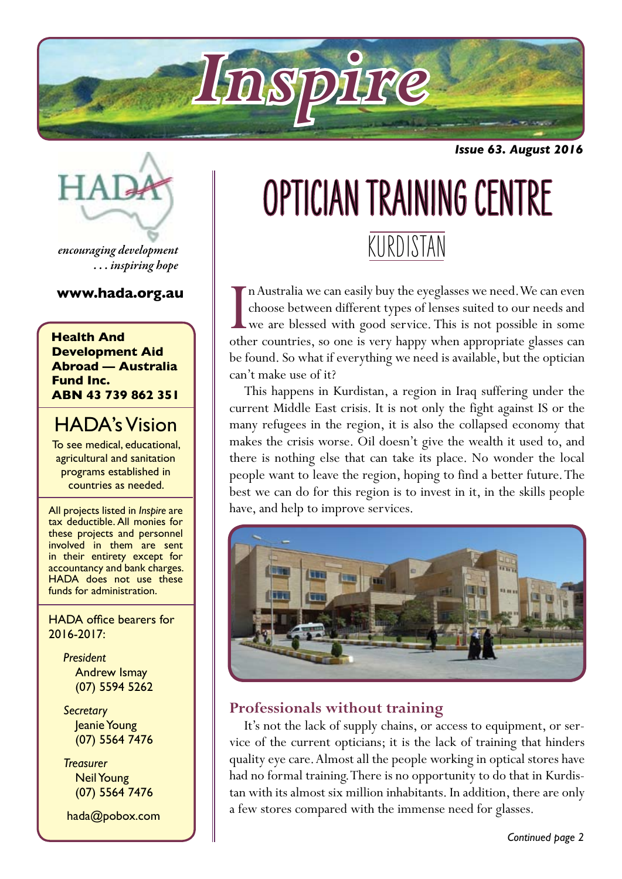# Inspire

*Issue 63. August 2016*

HADA

*encouraging development*
*. . . inspiring hope*

**www.hada.org.au**

**Health And Development Aid Abroad — Australia Fund Inc.**
**ABN 43 739 862 351**

## HADA's Vision

To see medical, educational, agricultural and sanitation programs established in countries as needed.

All projects listed in *Inspire* are tax deductible. All monies for these projects and personnel involved in them are sent in their entirety except for accountancy and bank charges. HADA does not use these funds for administration.

HADA office bearers for 2016-2017:

*President*
Andrew Ismay
(07) 5594 5262

*Secretary*
Jeanie Young
(07) 5564 7476

*Treasurer*
Neil Young
(07) 5564 7476

hada@pobox.com

# OPTICIAN TRAINING CENTRE

## KURDISTAN

In Australia we can easily buy the eyeglasses we need. We can even choose between different types of lenses suited to our needs and we are blessed with good service. This is not possible in some other countries, so one is very happy when appropriate glasses can be found. So what if everything we need is available, but the optician can't make use of it?

This happens in Kurdistan, a region in Iraq suffering under the current Middle East crisis. It is not only the fight against IS or the many refugees in the region, it is also the collapsed economy that makes the crisis worse. Oil doesn't give the wealth it used to, and there is nothing else that can take its place. No wonder the local people want to leave the region, hoping to find a better future. The best we can do for this region is to invest in it, in the skills people have, and help to improve services.

### Professionals without training

It's not the lack of supply chains, or access to equipment, or service of the current opticians; it is the lack of training that hinders quality eye care. Almost all the people working in optical stores have had no formal training. There is no opportunity to do that in Kurdistan with its almost six million inhabitants. In addition, there are only a few stores compared with the immense need for glasses.

*Continued page 2*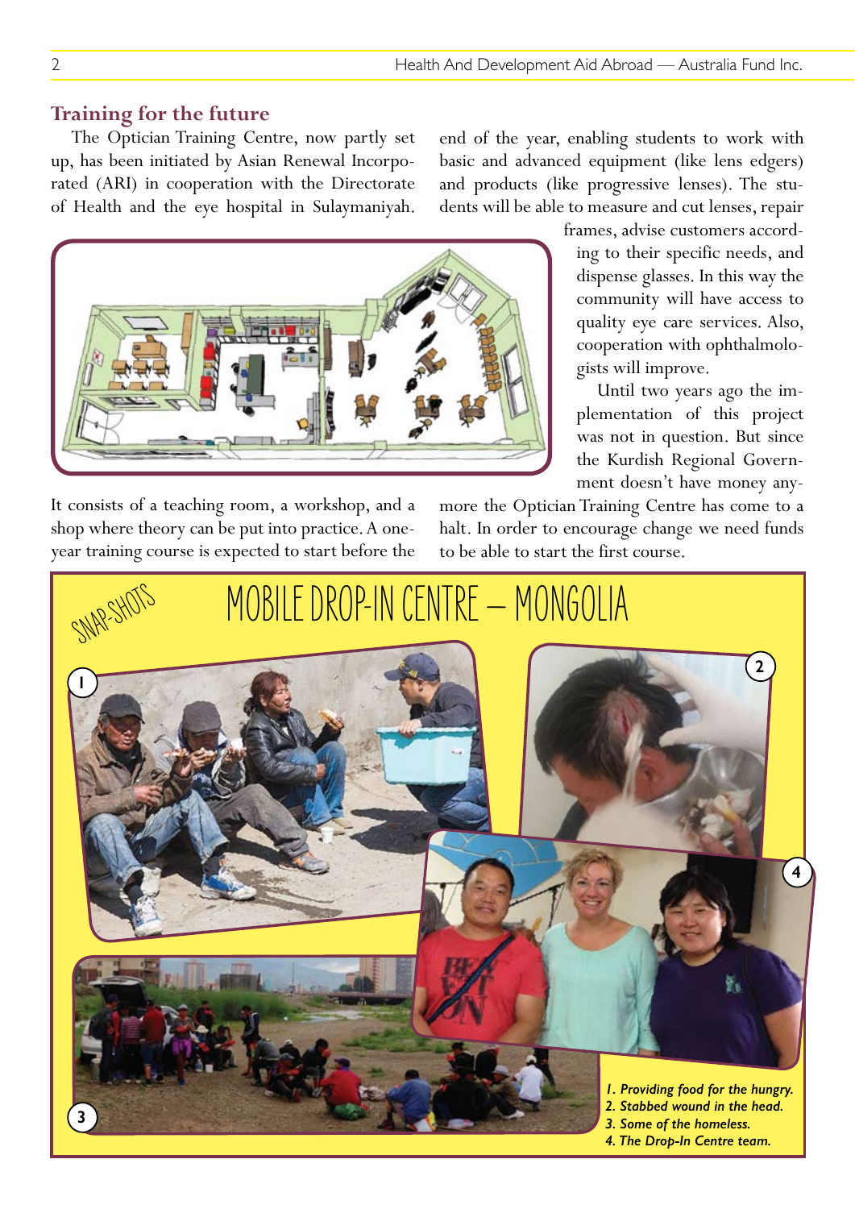## Training for the future

The Optician Training Centre, now partly set up, has been initiated by Asian Renewal Incorporated (ARI) in cooperation with the Directorate of Health and the eye hospital in Sulaymaniyah. It consists of a teaching room, a workshop, and a shop where theory can be put into practice. A one-year training course is expected to start before the end of the year, enabling students to work with basic and advanced equipment (like lens edgers) and products (like progressive lenses). The students will be able to measure and cut lenses, repair frames, advise customers according to their specific needs, and dispense glasses. In this way the community will have access to quality eye care services. Also, cooperation with ophthalmologists will improve.

Until two years ago the implementation of this project was not in question. But since the Kurdish Regional Government doesn't have money anymore the Optician Training Centre has come to a halt. In order to encourage change we need funds to be able to start the first course.

SNAP-SHOTS

## MOBILE DROP-IN CENTRE – MONGOLIA

*1. Providing food for the hungry.*
*2. Stabbed wound in the head.*
*3. Some of the homeless.*
*4. The Drop-In Centre team.*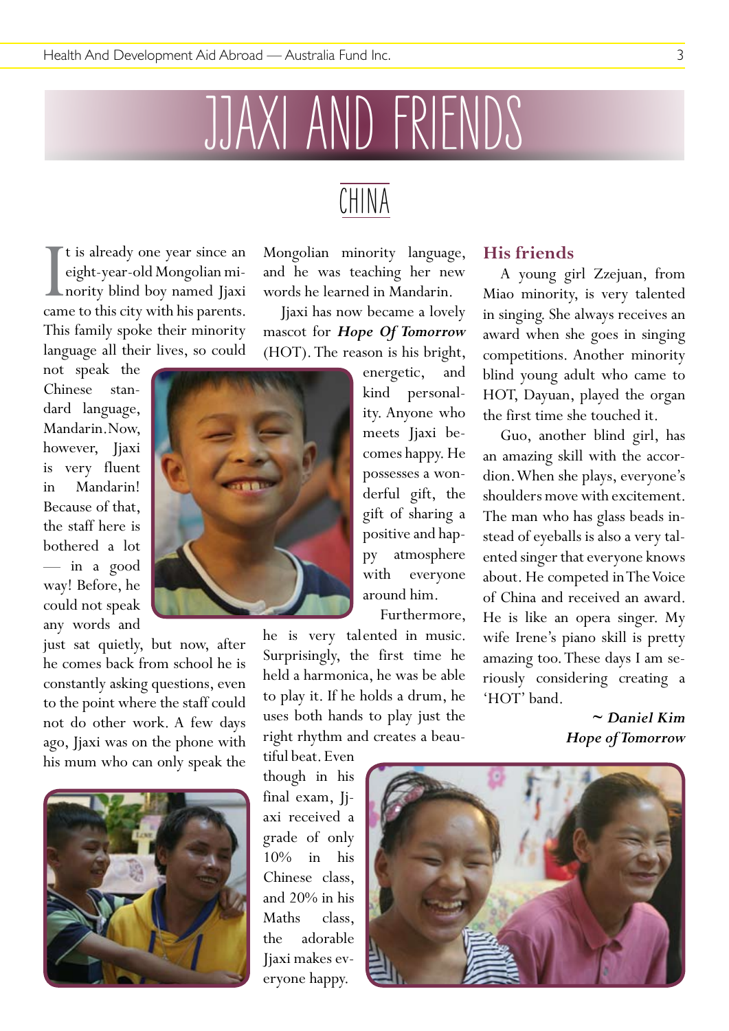# JJAXI AND FRIENDS

## CHINA

It is already one year since an eight-year-old Mongolian minority blind boy named Jjaxi came to this city with his parents. This family spoke their minority language all their lives, so could not speak the Chinese standard language, Mandarin. Now, however, Jjaxi is very fluent in Mandarin! Because of that, the staff here is bothered a lot — in a good way! Before, he could not speak any words and just sat quietly, but now, after he comes back from school he is constantly asking questions, even to the point where the staff could not do other work. A few days ago, Jjaxi was on the phone with his mum who can only speak the Mongolian minority language, and he was teaching her new words he learned in Mandarin.

Jjaxi has now became a lovely mascot for ***Hope Of Tomorrow*** (HOT). The reason is his bright, energetic, and kind personality. Anyone who meets Jjaxi becomes happy. He possesses a wonderful gift, the gift of sharing a positive and happy atmosphere with everyone around him.

Furthermore, he is very talented in music. Surprisingly, the first time he held a harmonica, he was be able to play it. If he holds a drum, he uses both hands to play just the right rhythm and creates a beautiful beat. Even though in his final exam, Jjaxi received a grade of only 10% in his Chinese class, and 20% in his Maths class, the adorable Jjaxi makes everyone happy.

### His friends

A young girl Zzejuan, from Miao minority, is very talented in singing. She always receives an award when she goes in singing competitions. Another minority blind young adult who came to HOT, Dayuan, played the organ the first time she touched it.

Guo, another blind girl, has an amazing skill with the accordion. When she plays, everyone's shoulders move with excitement. The man who has glass beads instead of eyeballs is also a very talented singer that everyone knows about. He competed in The Voice of China and received an award. He is like an opera singer. My wife Irene's piano skill is pretty amazing too. These days I am seriously considering creating a 'HOT' band.

***~ Daniel Kim***
***Hope of Tomorrow***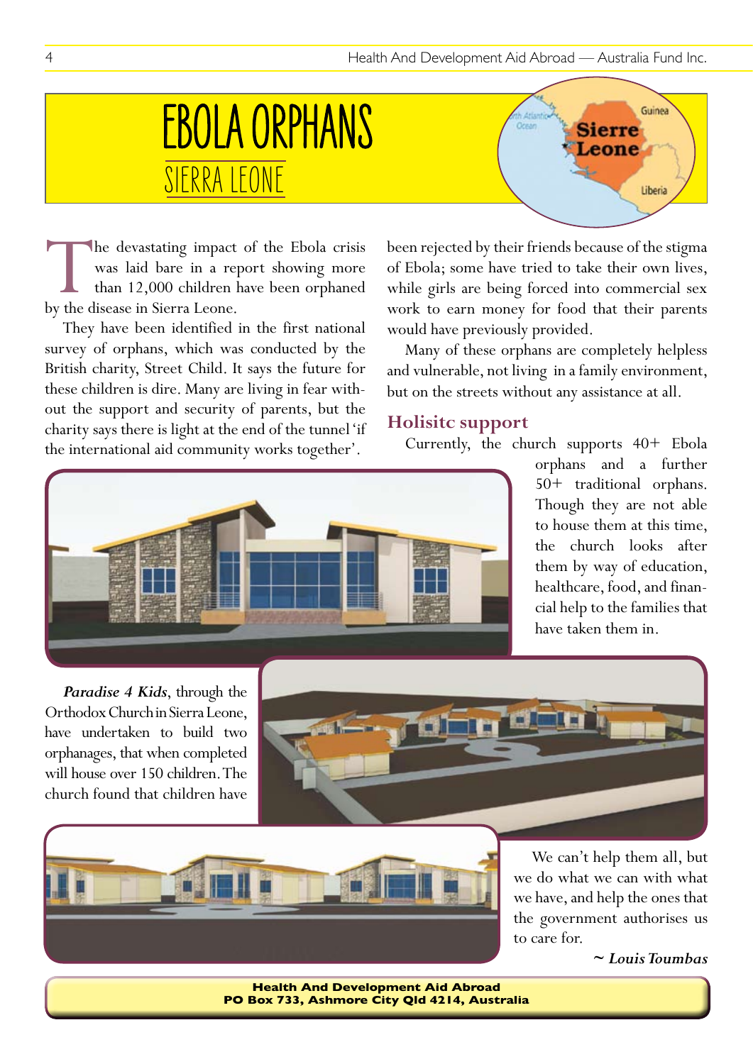# EBOLA ORPHANS

## SIERRA LEONE

The devastating impact of the Ebola crisis was laid bare in a report showing more than 12,000 children have been orphaned by the disease in Sierra Leone.

They have been identified in the first national survey of orphans, which was conducted by the British charity, Street Child. It says the future for these children is dire. Many are living in fear without the support and security of parents, but the charity says there is light at the end of the tunnel 'if the international aid community works together'.

***Paradise 4 Kids***, through the Orthodox Church in Sierra Leone, have undertaken to build two orphanages, that when completed will house over 150 children. The church found that children have been rejected by their friends because of the stigma of Ebola; some have tried to take their own lives, while girls are being forced into commercial sex work to earn money for food that their parents would have previously provided.

Many of these orphans are completely helpless and vulnerable, not living in a family environment, but on the streets without any assistance at all.

### Holisitc support

Currently, the church supports 40+ Ebola orphans and a further 50+ traditional orphans. Though they are not able to house them at this time, the church looks after them by way of education, healthcare, food, and financial help to the families that have taken them in.

We can't help them all, but we do what we can with what we have, and help the ones that the government authorises us to care for.

*~ Louis Toumbas*

**Health And Development Aid Abroad**
**PO Box 733, Ashmore City Qld 4214, Australia**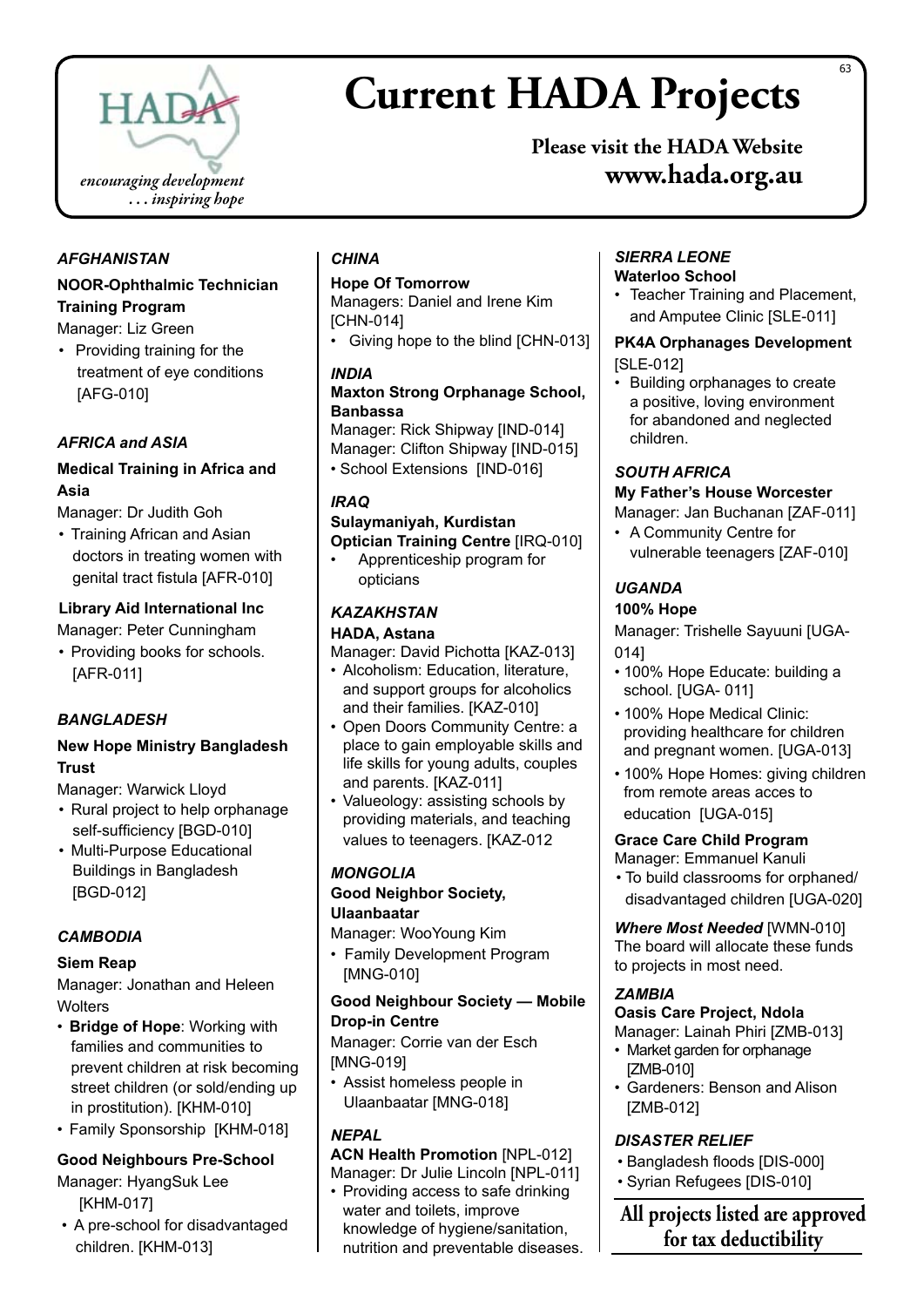# Current HADA Projects

encouraging development
. . . inspiring hope

**Please visit the HADA Website**
**www.hada.org.au**

### *AFGHANISTAN*

**NOOR-Ophthalmic Technician Training Program**

Manager: Liz Green

- Providing training for the treatment of eye conditions [AFG-010]

### *AFRICA and ASIA*

**Medical Training in Africa and Asia**

Manager: Dr Judith Goh

- Training African and Asian doctors in treating women with genital tract fistula [AFR-010]

**Library Aid International Inc**

Manager: Peter Cunningham

- Providing books for schools. [AFR-011]

### *BANGLADESH*

**New Hope Ministry Bangladesh Trust**

Manager: Warwick Lloyd

- Rural project to help orphanage self-sufficiency [BGD-010]
- Multi-Purpose Educational Buildings in Bangladesh [BGD-012]

### *CAMBODIA*

**Siem Reap**

Manager: Jonathan and Heleen Wolters

- **Bridge of Hope**: Working with families and communities to prevent children at risk becoming street children (or sold/ending up in prostitution). [KHM-010]
- Family Sponsorship [KHM-018]

**Good Neighbours Pre-School**

Manager: HyangSuk Lee [KHM-017]

- A pre-school for disadvantaged children. [KHM-013]

### *CHINA*

**Hope Of Tomorrow**

Managers: Daniel and Irene Kim [CHN-014]

- Giving hope to the blind [CHN-013]

### *INDIA*

**Maxton Strong Orphanage School, Banbassa**

Manager: Rick Shipway [IND-014]
Manager: Clifton Shipway [IND-015]

- School Extensions [IND-016]

### *IRAQ*

**Sulaymaniyah, Kurdistan Optician Training Centre** [IRQ-010]

- Apprenticeship program for opticians

### *KAZAKHSTAN*

**HADA, Astana**

Manager: David Pichotta [KAZ-013]

- Alcoholism: Education, literature, and support groups for alcoholics and their families. [KAZ-010]
- Open Doors Community Centre: a place to gain employable skills and life skills for young adults, couples and parents. [KAZ-011]
- Valueology: assisting schools by providing materials, and teaching values to teenagers. [KAZ-012

### *MONGOLIA*

**Good Neighbor Society, Ulaanbaatar**

Manager: WooYoung Kim

- Family Development Program [MNG-010]

**Good Neighbour Society — Mobile Drop-in Centre**

Manager: Corrie van der Esch [MNG-019]

- Assist homeless people in Ulaanbaatar [MNG-018]

### *NEPAL*

**ACN Health Promotion** [NPL-012]

Manager: Dr Julie Lincoln [NPL-011]

- Providing access to safe drinking water and toilets, improve knowledge of hygiene/sanitation, nutrition and preventable diseases.

### *SIERRA LEONE*

**Waterloo School**

- Teacher Training and Placement, and Amputee Clinic [SLE-011]

**PK4A Orphanages Development** [SLE-012]

- Building orphanages to create a positive, loving environment for abandoned and neglected children.

### *SOUTH AFRICA*

**My Father's House Worcester**

Manager: Jan Buchanan [ZAF-011]

- A Community Centre for vulnerable teenagers [ZAF-010]

### *UGANDA*

**100% Hope**

Manager: Trishelle Sayuuni [UGA-014]

- 100% Hope Educate: building a school. [UGA- 011]
- 100% Hope Medical Clinic: providing healthcare for children and pregnant women. [UGA-013]
- 100% Hope Homes: giving children from remote areas acces to education [UGA-015]

**Grace Care Child Program**

Manager: Emmanuel Kanuli

- To build classrooms for orphaned/ disadvantaged children [UGA-020]

***Where Most Needed*** [WMN-010]
The board will allocate these funds to projects in most need.

### *ZAMBIA*

**Oasis Care Project, Ndola**

Manager: Lainah Phiri [ZMB-013]

- Market garden for orphanage [ZMB-010]
- Gardeners: Benson and Alison [ZMB-012]

### *DISASTER RELIEF*

- Bangladesh floods [DIS-000]
- Syrian Refugees [DIS-010]

**All projects listed are approved for tax deductibility**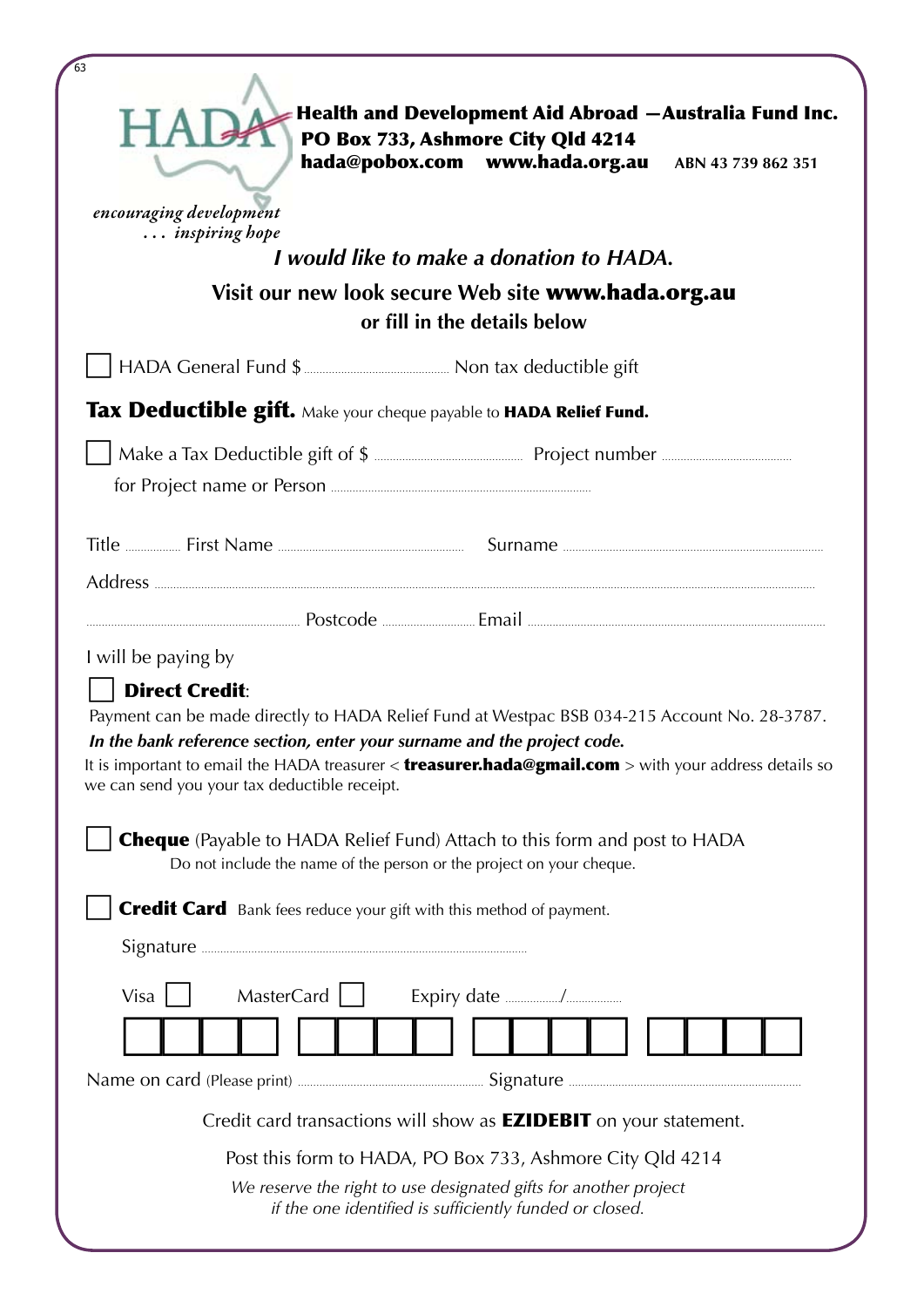HADA

*encouraging development ... inspiring hope*

**Health and Development Aid Abroad —Australia Fund Inc.**
**PO Box 733, Ashmore City Qld 4214**
**hada@pobox.com www.hada.org.au** ABN 43 739 862 351

***I would like to make a donation to HADA.***

**Visit our new look secure Web site www.hada.org.au**
**or fill in the details below**

☐ HADA General Fund $ .................................... Non tax deductible gift

**Tax Deductible gift.** Make your cheque payable to **HADA Relief Fund.**

☐ Make a Tax Deductible gift of $ .................................... Project number ..............................
for Project name or Person ......................................................................

Title .............. First Name ................................................ Surname ..............................................................

Address ..............................................................................................................................................

.......................................................... Postcode ........................ Email ..............................................................

I will be paying by

☐ **Direct Credit**:

Payment can be made directly to HADA Relief Fund at Westpac BSB 034-215 Account No. 28-3787.

***In the bank reference section, enter your surname and the project code.***

It is important to email the HADA treasurer < **treasurer.hada@gmail.com** > with your address details so we can send you your tax deductible receipt.

☐ **Cheque** (Payable to HADA Relief Fund) Attach to this form and post to HADA
Do not include the name of the person or the project on your cheque.

☐ **Credit Card** Bank fees reduce your gift with this method of payment.

Signature ......................................................................................

Visa ☐ MasterCard ☐ Expiry date ................/................

☐☐☐☐ ☐☐☐☐ ☐☐☐☐ ☐☐☐☐

Name on card (Please print) ................................................ Signature ...............................................................

Credit card transactions will show as **EZIDEBIT** on your statement.

Post this form to HADA, PO Box 733, Ashmore City Qld 4214

*We reserve the right to use designated gifts for another project if the one identified is sufficiently funded or closed.*